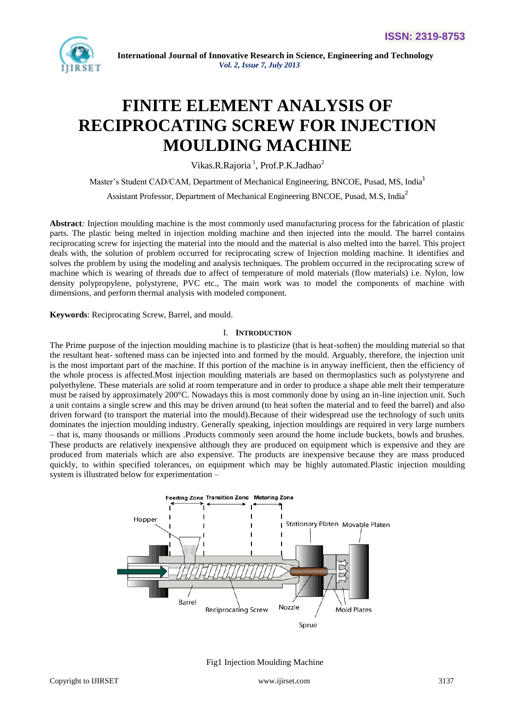# FINITE ELEMENT ANALYSIS OF RECIPROCATING SCREW FOR INJECTION MOULDING MACHINE

Vikas.R.Rajoria [1], Prof.P.K.Jadhao[2]

Master's Student CAD/CAM, Department of Mechanical Engineering, BNCOE, Pusad, MS, India[1]

Assistant Professor, Department of Mechanical Engineering BNCOE, Pusad, M.S, India[2]

**Abstract**: Injection moulding machine is the most commonly used manufacturing process for the fabrication of plastic parts. The plastic being melted in injection molding machine and then injected into the mould. The barrel contains reciprocating screw for injecting the material into the mould and the material is also melted into the barrel. This project deals with, the solution of problem occurred for reciprocating screw of Injection molding machine. It identifies and solves the problem by using the modeling and analysis techniques. The problem occurred in the reciprocating screw of machine which is wearing of threads due to affect of temperature of mold materials (flow materials) i.e. Nylon, low density polypropylene, polystyrene, PVC etc., The main work was to model the components of machine with dimensions, and perform thermal analysis with modeled component.

**Keywords**: Reciprocating Screw, Barrel, and mould.

## I. INTRODUCTION

The Prime purpose of the injection moulding machine is to plasticize (that is heat-soften) the moulding material so that the resultant heat- softened mass can be injected into and formed by the mould. Arguably, therefore, the injection unit is the most important part of the machine. If this portion of the machine is in anyway inefficient, then the efficiency of the whole process is affected.Most injection moulding materials are based on thermoplastics such as polystyrene and polyethylene. These materials are solid at room temperature and in order to produce a shape able melt their temperature must be raised by approximately 200°C. Nowadays this is most commonly done by using an in-line injection unit. Such a unit contains a single screw and this may be driven around (to heat soften the material and to feed the barrel) and also driven forward (to transport the material into the mould).Because of their widespread use the technology of such units dominates the injection moulding industry. Generally speaking, injection mouldings are required in very large numbers – that is, many thousands or millions .Products commonly seen around the home include buckets, bowls and brushes. These products are relatively inexpensive although they are produced on equipment which is expensive and they are produced from materials which are also expensive. The products are inexpensive because they are mass produced quickly, to within specified tolerances, on equipment which may be highly automated.Plastic injection moulding system is illustrated below for experimentation –

Fig1 Injection Moulding Machine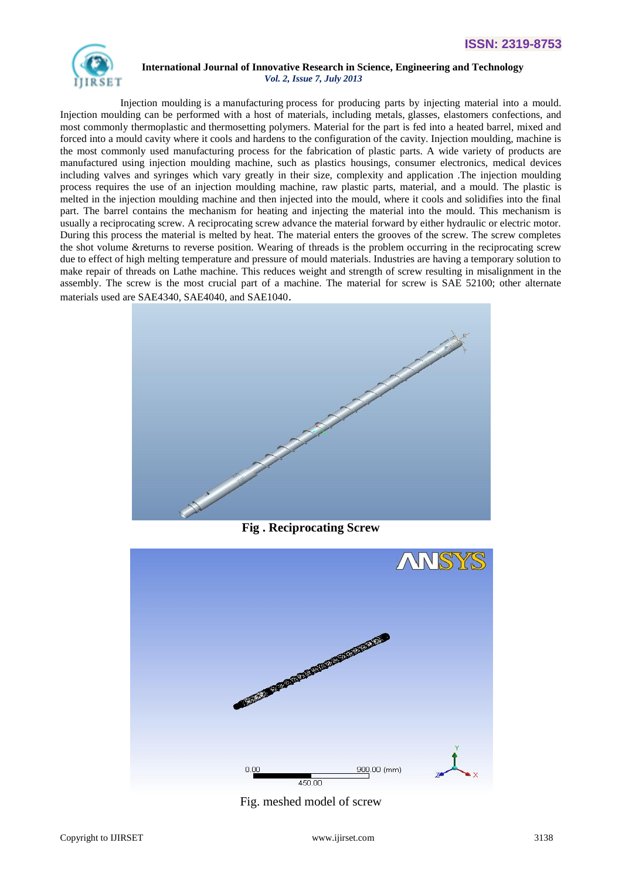Injection moulding is a manufacturing process for producing parts by injecting material into a mould. Injection moulding can be performed with a host of materials, including metals, glasses, elastomers confections, and most commonly thermoplastic and thermosetting polymers. Material for the part is fed into a heated barrel, mixed and forced into a mould cavity where it cools and hardens to the configuration of the cavity. Injection moulding, machine is the most commonly used manufacturing process for the fabrication of plastic parts. A wide variety of products are manufactured using injection moulding machine, such as plastics housings, consumer electronics, medical devices including valves and syringes which vary greatly in their size, complexity and application .The injection moulding process requires the use of an injection moulding machine, raw plastic parts, material, and a mould. The plastic is melted in the injection moulding machine and then injected into the mould, where it cools and solidifies into the final part. The barrel contains the mechanism for heating and injecting the material into the mould. This mechanism is usually a reciprocating screw. A reciprocating screw advance the material forward by either hydraulic or electric motor. During this process the material is melted by heat. The material enters the grooves of the screw. The screw completes the shot volume &returns to reverse position. Wearing of threads is the problem occurring in the reciprocating screw due to effect of high melting temperature and pressure of mould materials. Industries are having a temporary solution to make repair of threads on Lathe machine. This reduces weight and strength of screw resulting in misalignment in the assembly. The screw is the most crucial part of a machine. The material for screw is SAE 52100; other alternate materials used are SAE4340, SAE4040, and SAE1040.

**Fig . Reciprocating Screw**

Fig. meshed model of screw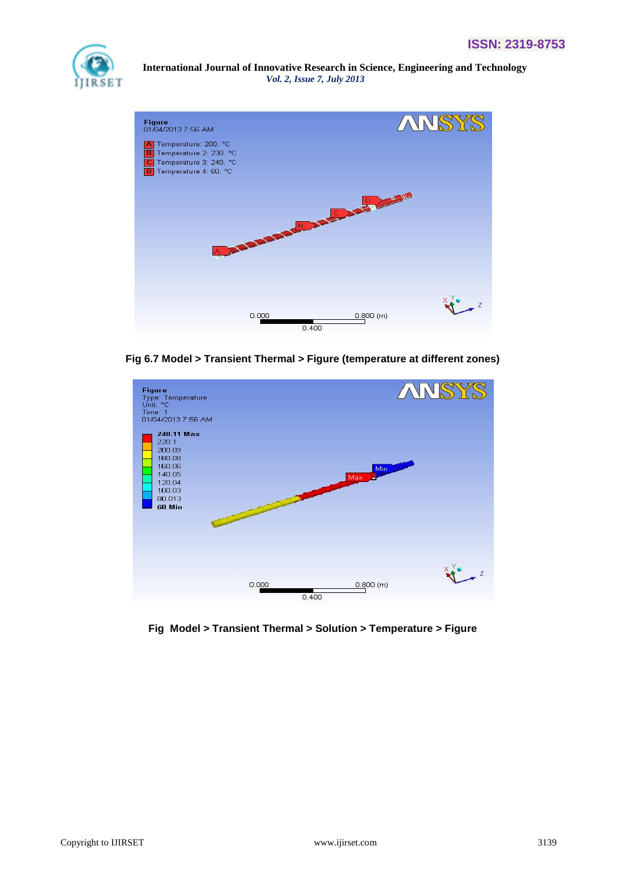**Fig 6.7 Model > Transient Thermal > Figure (temperature at different zones)**

**Fig Model > Transient Thermal > Solution > Temperature > Figure**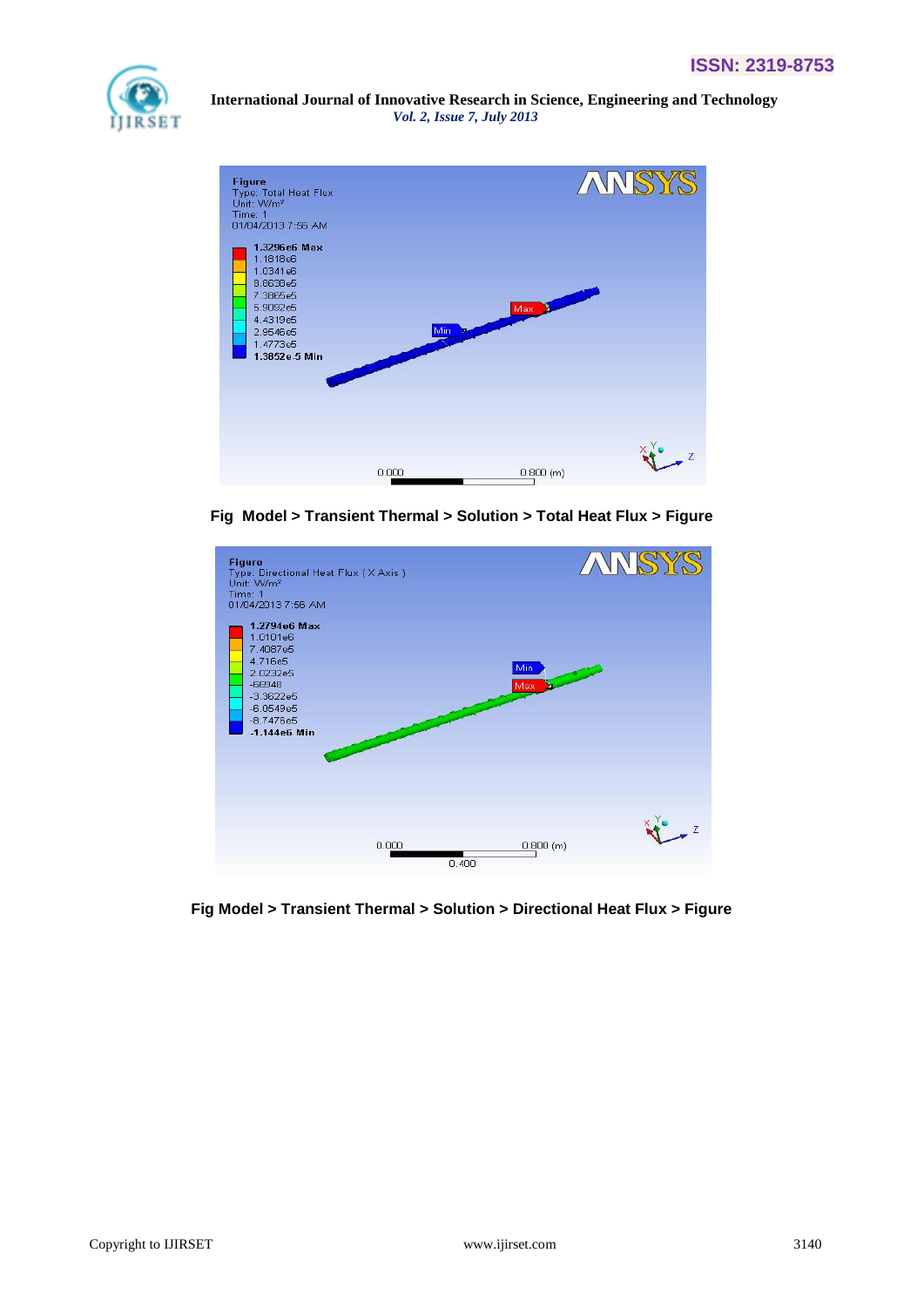Fig  Model > Transient Thermal > Solution > Total Heat Flux > Figure

Fig Model > Transient Thermal > Solution > Directional Heat Flux > Figure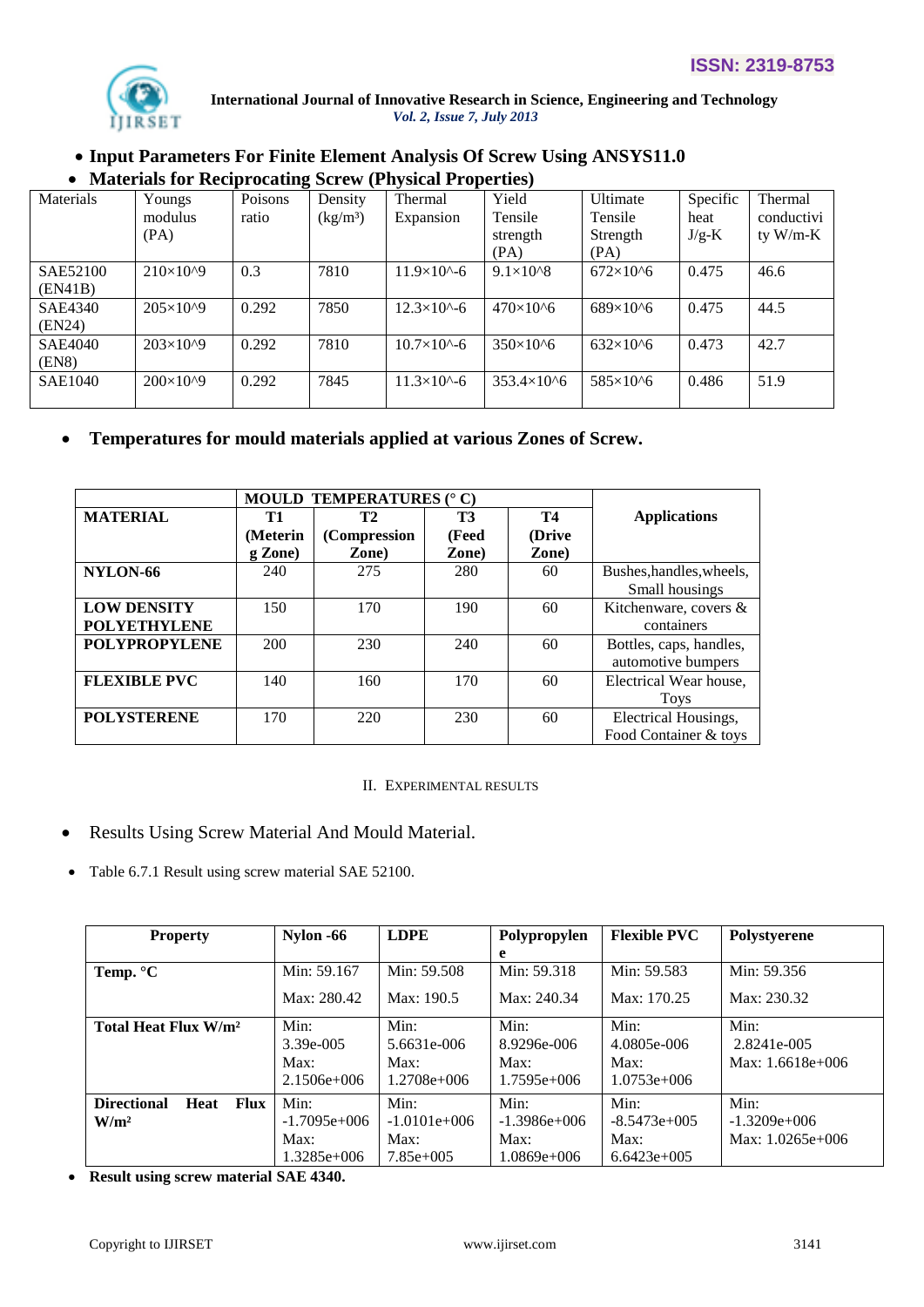- **Input Parameters For Finite Element Analysis Of Screw Using ANSYS11.0**
- **Materials for Reciprocating Screw (Physical Properties)**

| Materials | Youngs modulus (PA) | Poisons ratio | Density ($kg/m^3$) | Thermal Expansion | Yield Tensile strength (PA) | Ultimate Tensile Strength (PA) | Specific heat J/g-K | Thermal conductivity W/m-K |
|---|---|---|---|---|---|---|---|---|
| SAE52100 (EN41B) | $210\times10^9$ | 0.3 | 7810 | $11.9\times10^{-6}$ | $9.1\times10^8$ | $672\times10^6$ | 0.475 | 46.6 |
| SAE4340 (EN24) | $205\times10^9$ | 0.292 | 7850 | $12.3\times10^{-6}$ | $470\times10^6$ | $689\times10^6$ | 0.475 | 44.5 |
| SAE4040 (EN8) | $203\times10^9$ | 0.292 | 7810 | $10.7\times10^{-6}$ | $350\times10^6$ | $632\times10^6$ | 0.473 | 42.7 |
| SAE1040 | $200\times10^9$ | 0.292 | 7845 | $11.3\times10^{-6}$ | $353.4\times10^6$ | $585\times10^6$ | 0.486 | 51.9 |

- **Temperatures for mould materials applied at various Zones of Screw.**

| | **MOULD TEMPERATURES (° C)** | | | | |
|---|---|---|---|---|---|
| **MATERIAL** | **T1 (Metering Zone)** | **T2 (Compression Zone)** | **T3 (Feed Zone)** | **T4 (Drive Zone)** | **Applications** |
| **NYLON-66** | 240 | 275 | 280 | 60 | Bushes,handles,wheels, Small housings |
| **LOW DENSITY POLYETHYLENE** | 150 | 170 | 190 | 60 | Kitchenware, covers & containers |
| **POLYPROPYLENE** | 200 | 230 | 240 | 60 | Bottles, caps, handles, automotive bumpers |
| **FLEXIBLE PVC** | 140 | 160 | 170 | 60 | Electrical Wear house, Toys |
| **POLYSTERENE** | 170 | 220 | 230 | 60 | Electrical Housings, Food Container & toys |

## II. EXPERIMENTAL RESULTS

- Results Using Screw Material And Mould Material.
- Table 6.7.1 Result using screw material SAE 52100.

| **Property** | **Nylon -66** | **LDPE** | **Polypropylene** | **Flexible PVC** | **Polystyerene** |
|---|---|---|---|---|---|
| **Temp. °C** | Min: 59.167<br>Max: 280.42 | Min: 59.508<br>Max: 190.5 | Min: 59.318<br>Max: 240.34 | Min: 59.583<br>Max: 170.25 | Min: 59.356<br>Max: 230.32 |
| **Total Heat Flux $W/m^2$** | Min: 3.39e-005<br>Max: 2.1506e+006 | Min: 5.6631e-006<br>Max: 1.2708e+006 | Min: 8.9296e-006<br>Max: 1.7595e+006 | Min: 4.0805e-006<br>Max: 1.0753e+006 | Min: 2.8241e-005<br>Max: 1.6618e+006 |
| **Directional Heat Flux $W/m^2$** | Min: -1.7095e+006<br>Max: 1.3285e+006 | Min: -1.0101e+006<br>Max: 7.85e+005 | Min: -1.3986e+006<br>Max: 1.0869e+006 | Min: -8.5473e+005<br>Max: 6.6423e+005 | Min: -1.3209e+006<br>Max: 1.0265e+006 |

- **Result using screw material SAE 4340.**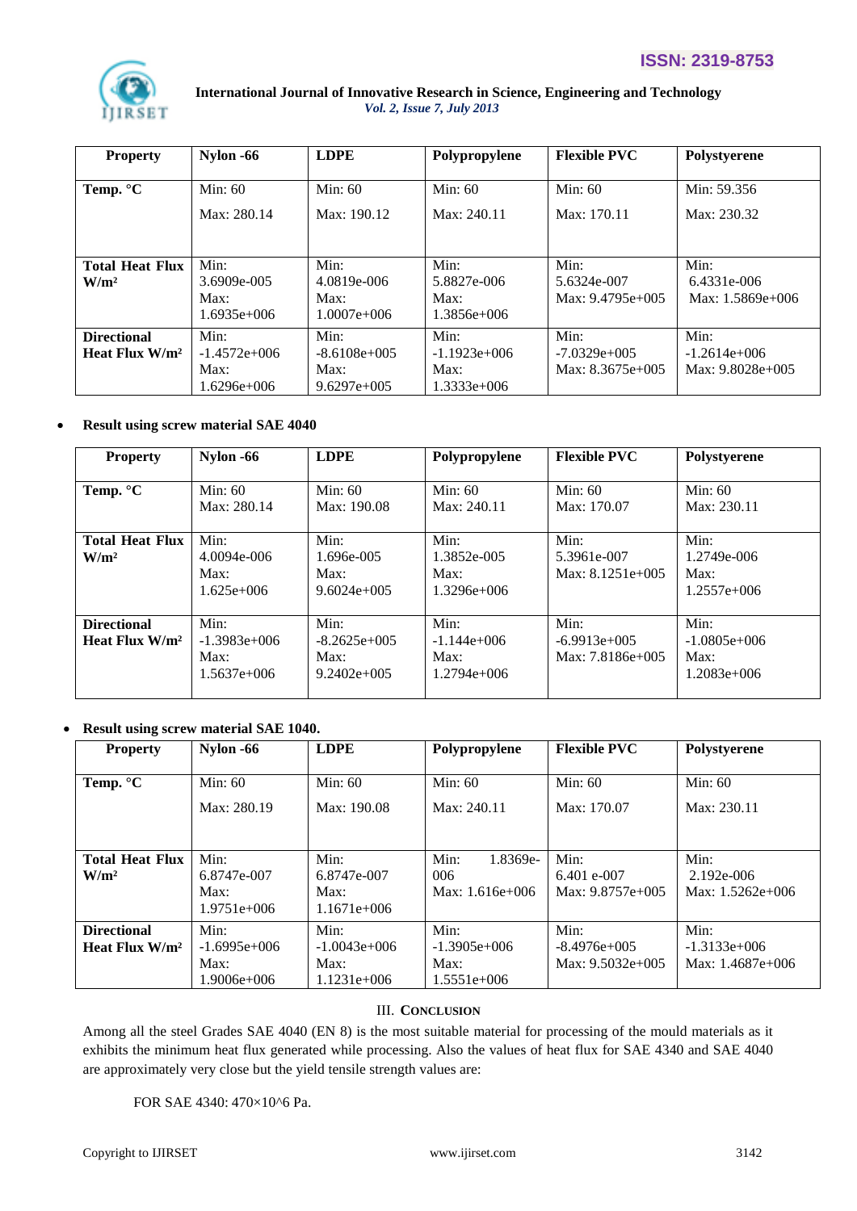| Property | Nylon -66 | LDPE | Polypropylene | Flexible PVC | Polystyerene |
|---|---|---|---|---|---|
| Temp. °C | Min: 60 Max: 280.14 | Min: 60 Max: 190.12 | Min: 60 Max: 240.11 | Min: 60 Max: 170.11 | Min: 59.356 Max: 230.32 |
| Total Heat Flux W/m² | Min: 3.6909e-005 Max: 1.6935e+006 | Min: 4.0819e-006 Max: 1.0007e+006 | Min: 5.8827e-006 Max: 1.3856e+006 | Min: 5.6324e-007 Max: 9.4795e+005 | Min: 6.4331e-006 Max: 1.5869e+006 |
| Directional Heat Flux W/m² | Min: -1.4572e+006 Max: 1.6296e+006 | Min: -8.6108e+005 Max: 9.6297e+005 | Min: -1.1923e+006 Max: 1.3333e+006 | Min: -7.0329e+005 Max: 8.3675e+005 | Min: -1.2614e+006 Max: 9.8028e+005 |

- **Result using screw material SAE 4040**

| Property | Nylon -66 | LDPE | Polypropylene | Flexible PVC | Polystyerene |
|---|---|---|---|---|---|
| Temp. °C | Min: 60 Max: 280.14 | Min: 60 Max: 190.08 | Min: 60 Max: 240.11 | Min: 60 Max: 170.07 | Min: 60 Max: 230.11 |
| Total Heat Flux W/m² | Min: 4.0094e-006 Max: 1.625e+006 | Min: 1.696e-005 Max: 9.6024e+005 | Min: 1.3852e-005 Max: 1.3296e+006 | Min: 5.3961e-007 Max: 8.1251e+005 | Min: 1.2749e-006 Max: 1.2557e+006 |
| Directional Heat Flux W/m² | Min: -1.3983e+006 Max: 1.5637e+006 | Min: -8.2625e+005 Max: 9.2402e+005 | Min: -1.144e+006 Max: 1.2794e+006 | Min: -6.9913e+005 Max: 7.8186e+005 | Min: -1.0805e+006 Max: 1.2083e+006 |

- **Result using screw material SAE 1040.**

| Property | Nylon -66 | LDPE | Polypropylene | Flexible PVC | Polystyerene |
|---|---|---|---|---|---|
| Temp. °C | Min: 60 Max: 280.19 | Min: 60 Max: 190.08 | Min: 60 Max: 240.11 | Min: 60 Max: 170.07 | Min: 60 Max: 230.11 |
| Total Heat Flux W/m² | Min: 6.8747e-007 Max: 1.9751e+006 | Min: 6.8747e-007 Max: 1.1671e+006 | Min: 1.8369e-006 Max: 1.616e+006 | Min: 6.401 e-007 Max: 9.8757e+005 | Min: 2.192e-006 Max: 1.5262e+006 |
| Directional Heat Flux W/m² | Min: -1.6995e+006 Max: 1.9006e+006 | Min: -1.0043e+006 Max: 1.1231e+006 | Min: -1.3905e+006 Max: 1.5551e+006 | Min: -8.4976e+005 Max: 9.5032e+005 | Min: -1.3133e+006 Max: 1.4687e+006 |

## III. Conclusion

Among all the steel Grades SAE 4040 (EN 8) is the most suitable material for processing of the mould materials as it exhibits the minimum heat flux generated while processing. Also the values of heat flux for SAE 4340 and SAE 4040 are approximately very close but the yield tensile strength values are:

FOR SAE 4340: 470×10^6 Pa.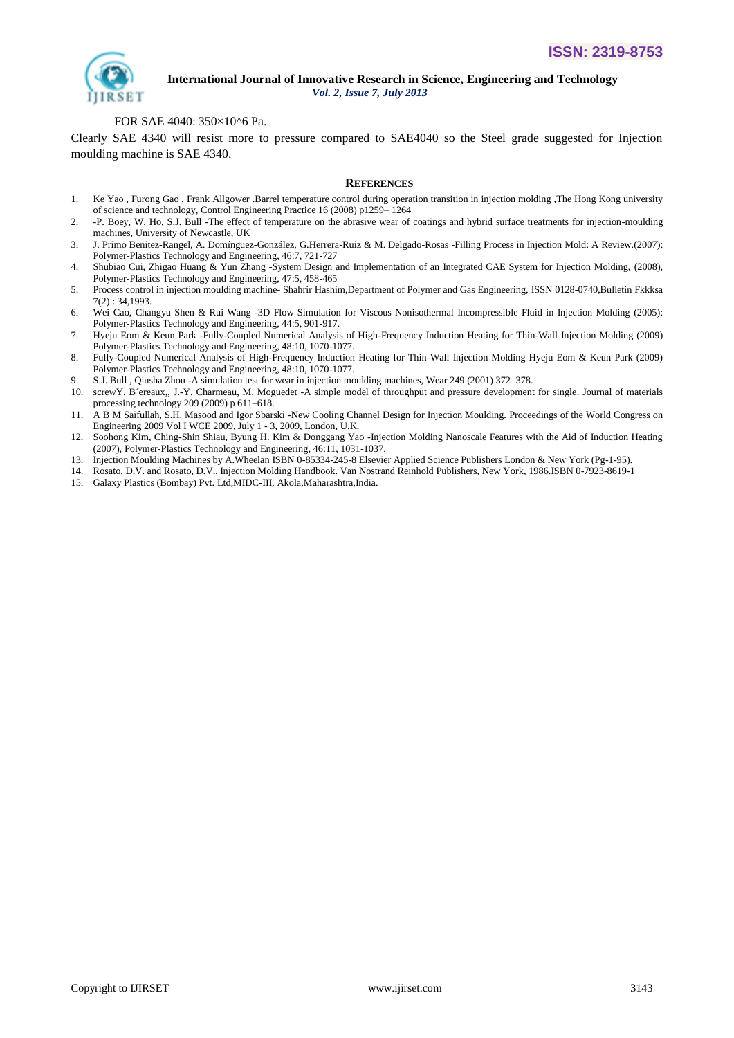FOR SAE 4040: $350 \times 10^6$ Pa.

Clearly SAE 4340 will resist more to pressure compared to SAE4040 so the Steel grade suggested for Injection moulding machine is SAE 4340.

## REFERENCES

1. Ke Yao , Furong Gao , Frank Allgower .Barrel temperature control during operation transition in injection molding ,The Hong Kong university of science and technology, Control Engineering Practice 16 (2008) p1259– 1264
2. -P. Boey, W. Ho, S.J. Bull -The effect of temperature on the abrasive wear of coatings and hybrid surface treatments for injection-moulding machines, University of Newcastle, UK
3. J. Primo Benitez-Rangel, A. Domínguez-González, G.Herrera-Ruiz & M. Delgado-Rosas -Filling Process in Injection Mold: A Review.(2007): Polymer-Plastics Technology and Engineering, 46:7, 721-727
4. Shubiao Cui, Zhigao Huang & Yun Zhang -System Design and Implementation of an Integrated CAE System for Injection Molding, (2008), Polymer-Plastics Technology and Engineering, 47:5, 458-465
5. Process control in injection moulding machine- Shahrir Hashim,Department of Polymer and Gas Engineering, ISSN 0128-0740,Bulletin Fkkksa 7(2) : 34,1993.
6. Wei Cao, Changyu Shen & Rui Wang -3D Flow Simulation for Viscous Nonisothermal Incompressible Fluid in Injection Molding (2005): Polymer-Plastics Technology and Engineering, 44:5, 901-917.
7. Hyeju Eom & Keun Park -Fully-Coupled Numerical Analysis of High-Frequency Induction Heating for Thin-Wall Injection Molding (2009) Polymer-Plastics Technology and Engineering, 48:10, 1070-1077.
8. Fully-Coupled Numerical Analysis of High-Frequency Induction Heating for Thin-Wall Injection Molding Hyeju Eom & Keun Park (2009) Polymer-Plastics Technology and Engineering, 48:10, 1070-1077.
9. S.J. Bull , Qiusha Zhou -A simulation test for wear in injection moulding machines, Wear 249 (2001) 372–378.
10. screwY. B´ereaux,, J.-Y. Charmeau, M. Moguedet -A simple model of throughput and pressure development for single. Journal of materials processing technology 209 (2009) p 611–618.
11. A B M Saifullah, S.H. Masood and Igor Sbarski -New Cooling Channel Design for Injection Moulding. Proceedings of the World Congress on Engineering 2009 Vol I WCE 2009, July 1 - 3, 2009, London, U.K.
12. Soohong Kim, Ching-Shin Shiau, Byung H. Kim & Donggang Yao -Injection Molding Nanoscale Features with the Aid of Induction Heating (2007), Polymer-Plastics Technology and Engineering, 46:11, 1031-1037.
13. Injection Moulding Machines by A.Wheelan ISBN 0-85334-245-8 Elsevier Applied Science Publishers London & New York (Pg-1-95).
14. Rosato, D.V. and Rosato, D.V., Injection Molding Handbook. Van Nostrand Reinhold Publishers, New York, 1986.ISBN 0-7923-8619-1
15. Galaxy Plastics (Bombay) Pvt. Ltd,MIDC-III, Akola,Maharashtra,India.